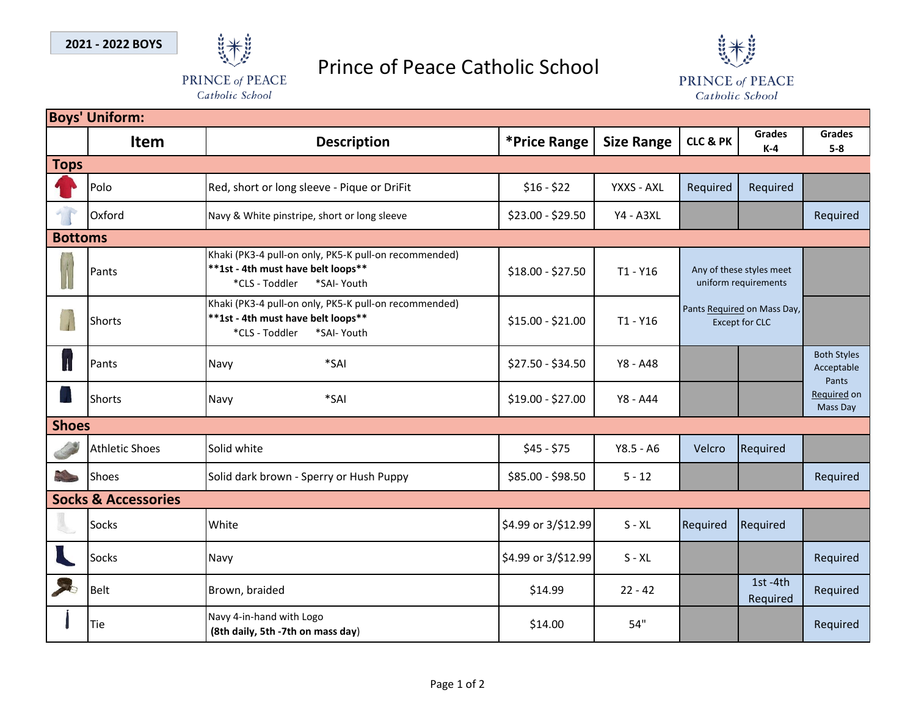**2021 - 2022 BOYS**

PRINCE of PEACE Catholic School

# Prince of Peace Catholic School

PRINCE of PEACE Catholic School

| Boys' Uniform: | | | | | | | |
|---|---|---|---|---|---|---|---|
| | **Item** | **Description** | ***Price Range** | **Size Range** | **CLC & PK** | **Grades K-4** | **Grades 5-8** |
| **Tops** | | | | | | | |
| | Polo | Red, short or long sleeve - Pique or DriFit | $16 - $22 | YXXS - AXL | Required | Required | |
| | Oxford | Navy & White pinstripe, short or long sleeve | $23.00 - $29.50 | Y4 - A3XL | | | Required |
| **Bottoms** | | | | | | | |
| | Pants | Khaki (PK3-4 pull-on only, PK5-K pull-on recommended) **\*\*1st - 4th must have belt loops\*\*** \*CLS - Toddler \*SAI- Youth | $18.00 - $27.50 | T1 - Y16 | Any of these styles meet uniform requirements | | |
| | Shorts | Khaki (PK3-4 pull-on only, PK5-K pull-on recommended) **\*\*1st - 4th must have belt loops\*\*** \*CLS - Toddler \*SAI- Youth | $15.00 - $21.00 | T1 - Y16 | Pants Required on Mass Day, Except for CLC | | |
| | Pants | Navy \*SAI | $27.50 - $34.50 | Y8 - A48 | | | Both Styles Acceptable |
| | Shorts | Navy \*SAI | $19.00 - $27.00 | Y8 - A44 | | | Pants Required on Mass Day |
| **Shoes** | | | | | | | |
| | Athletic Shoes | Solid white | $45 - $75 | Y8.5 - A6 | Velcro | Required | |
| | Shoes | Solid dark brown - Sperry or Hush Puppy | $85.00 - $98.50 | 5 - 12 | | | Required |
| **Socks & Accessories** | | | | | | | |
| | Socks | White | $4.99 or 3/$12.99 | S - XL | Required | Required | |
| | Socks | Navy | $4.99 or 3/$12.99 | S - XL | | | Required |
| | Belt | Brown, braided | $14.99 | 22 - 42 | | 1st -4th Required | Required |
| | Tie | Navy 4-in-hand with Logo **(8th daily, 5th -7th on mass day)** | $14.00 | 54" | | | Required |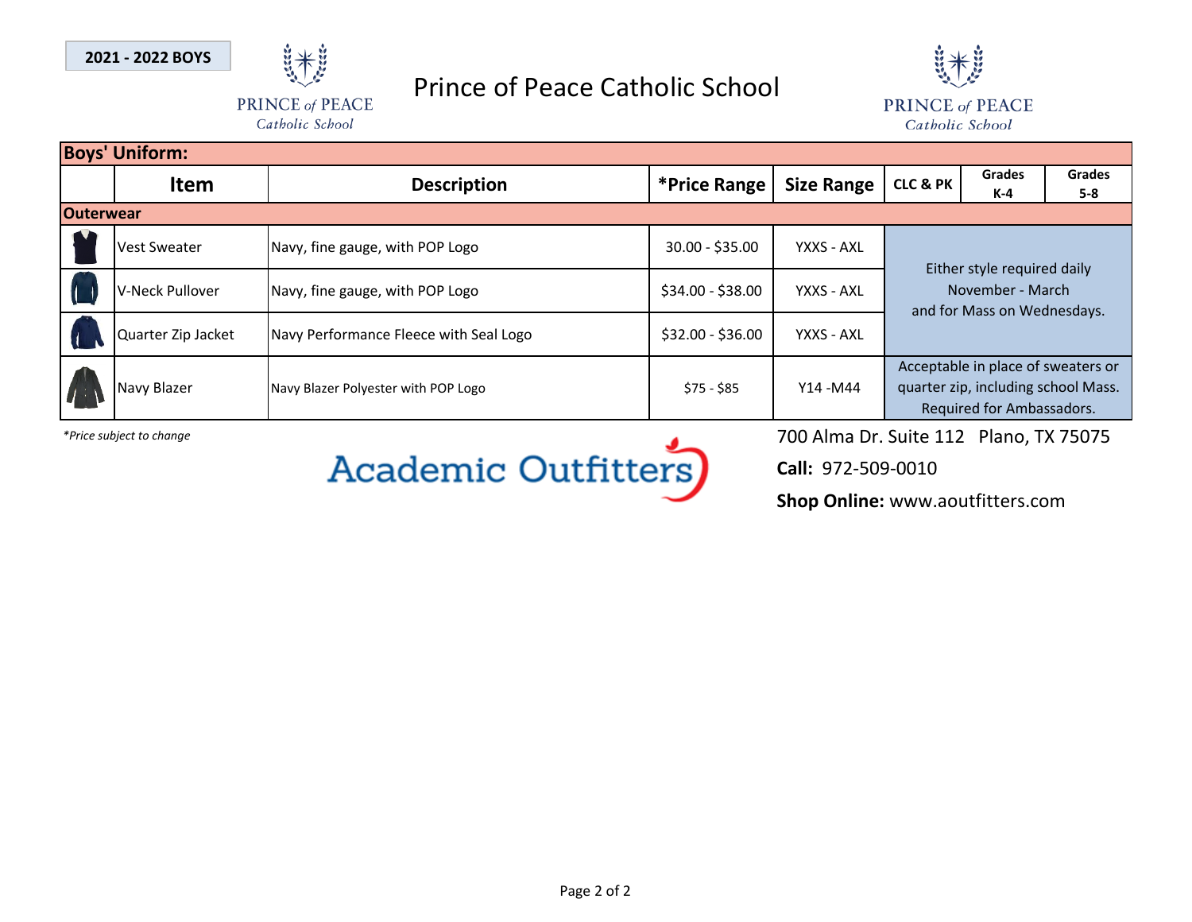2021 - 2022 BOYS

# Prince of Peace Catholic School

PRINCE of PEACE Catholic School

| Boys' Uniform: | | | | | | | |
|---|---|---|---|---|---|---|---|
| | **Item** | **Description** | ***Price Range** | **Size Range** | **CLC & PK** | **Grades K-4** | **Grades 5-8** |
| **Outerwear** | | | | | | | |
| | Vest Sweater | Navy, fine gauge, with POP Logo | 30.00 - $35.00 | YXXS - AXL | Either style required daily November - March and for Mass on Wednesdays. | | |
| | V-Neck Pullover | Navy, fine gauge, with POP Logo | $34.00 - $38.00 | YXXS - AXL | | | |
| | Quarter Zip Jacket | Navy Performance Fleece with Seal Logo | $32.00 - $36.00 | YXXS - AXL | | | |
| | Navy Blazer | Navy Blazer Polyester with POP Logo | $75 - $85 | Y14 -M44 | Acceptable in place of sweaters or quarter zip, including school Mass. Required for Ambassadors. | | |

*\*Price subject to change*

Academic Outfitters

700 Alma Dr. Suite 112 Plano, TX 75075

**Call:** 972-509-0010

**Shop Online:** www.aoutfitters.com